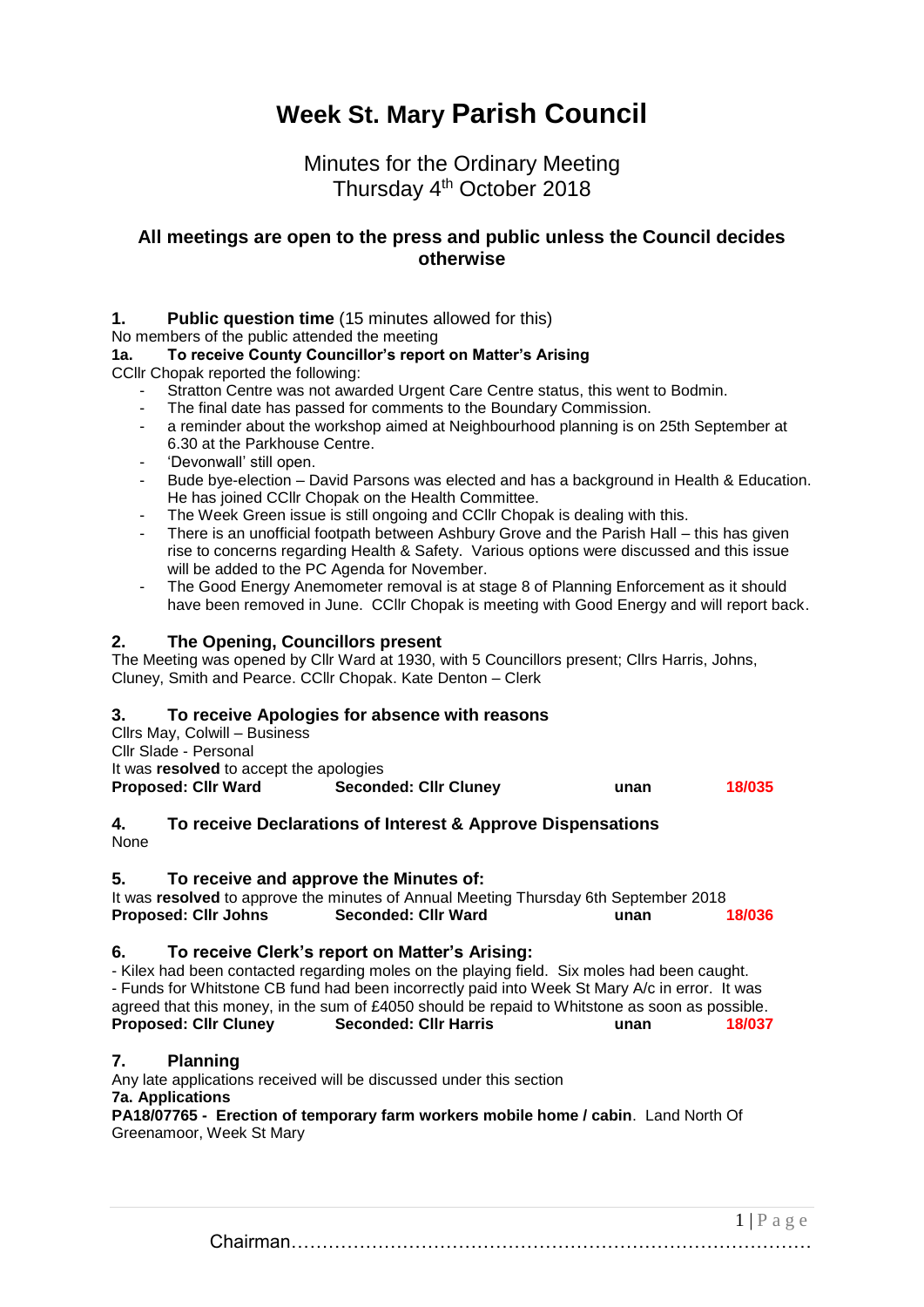# Week St. Mary Parish Council

## Minutes for the Ordinary Meeting
## Thursday 4th October 2018

### All meetings are open to the press and public unless the Council decides otherwise

**1. Public question time** (15 minutes allowed for this)

No members of the public attended the meeting

**1a. To receive County Councillor's report on Matter's Arising**

CCllr Chopak reported the following:

- Stratton Centre was not awarded Urgent Care Centre status, this went to Bodmin.
- The final date has passed for comments to the Boundary Commission.
- a reminder about the workshop aimed at Neighbourhood planning is on 25th September at 6.30 at the Parkhouse Centre.
- 'Devonwall' still open.
- Bude bye-election – David Parsons was elected and has a background in Health & Education. He has joined CCllr Chopak on the Health Committee.
- The Week Green issue is still ongoing and CCllr Chopak is dealing with this.
- There is an unofficial footpath between Ashbury Grove and the Parish Hall – this has given rise to concerns regarding Health & Safety. Various options were discussed and this issue will be added to the PC Agenda for November.
- The Good Energy Anemometer removal is at stage 8 of Planning Enforcement as it should have been removed in June. CCllr Chopak is meeting with Good Energy and will report back.

**2. The Opening, Councillors present**

The Meeting was opened by Cllr Ward at 1930, with 5 Councillors present; Cllrs Harris, Johns, Cluney, Smith and Pearce. CCllr Chopak. Kate Denton – Clerk

**3. To receive Apologies for absence with reasons**

Cllrs May, Colwill – Business

Cllr Slade - Personal

It was **resolved** to accept the apologies

**Proposed: Cllr Ward** **Seconded: Cllr Cluney** **unan** **18/035**

**4. To receive Declarations of Interest & Approve Dispensations**

None

**5. To receive and approve the Minutes of:**

It was **resolved** to approve the minutes of Annual Meeting Thursday 6th September 2018

**Proposed: Cllr Johns** **Seconded: Cllr Ward** **unan** **18/036**

**6. To receive Clerk's report on Matter's Arising:**

- Kilex had been contacted regarding moles on the playing field. Six moles had been caught.
- Funds for Whitstone CB fund had been incorrectly paid into Week St Mary A/c in error. It was agreed that this money, in the sum of £4050 should be repaid to Whitstone as soon as possible.

**Proposed: Cllr Cluney** **Seconded: Cllr Harris** **unan** **18/037**

**7. Planning**

Any late applications received will be discussed under this section

**7a. Applications**

**PA18/07765 - Erection of temporary farm workers mobile home / cabin**. Land North Of Greenamoor, Week St Mary

Chairman…………………………………………………………………………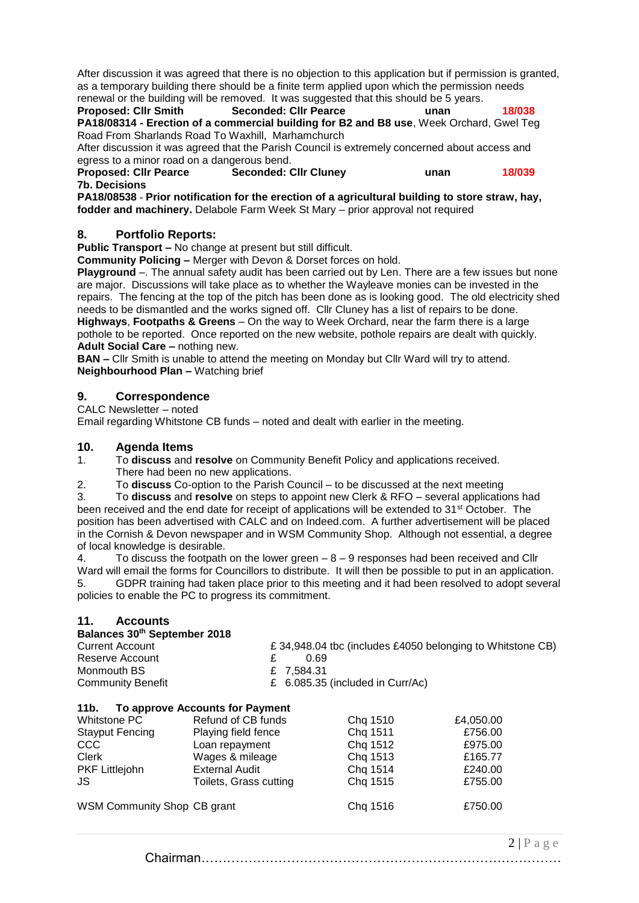After discussion it was agreed that there is no objection to this application but if permission is granted, as a temporary building there should be a finite term applied upon which the permission needs renewal or the building will be removed. It was suggested that this should be 5 years.

| | | | |
|---|---|---|---|
| **Proposed: Cllr Smith** | **Seconded: Cllr Pearce** | **unan** | **18/038** |

**PA18/08314 - Erection of a commercial building for B2 and B8 use**, Week Orchard, Gwel Teg Road From Sharlands Road To Waxhill, Marhamchurch

After discussion it was agreed that the Parish Council is extremely concerned about access and egress to a minor road on a dangerous bend.

| | | | |
|---|---|---|---|
| **Proposed: Cllr Pearce** | **Seconded: Cllr Cluney** | **unan** | **18/039** |

**7b. Decisions**

**PA18/08538** - **Prior notification for the erection of a agricultural building to store straw, hay, fodder and machinery.** Delabole Farm Week St Mary – prior approval not required

## 8. Portfolio Reports:

**Public Transport –** No change at present but still difficult.

**Community Policing –** Merger with Devon & Dorset forces on hold.

**Playground** –. The annual safety audit has been carried out by Len. There are a few issues but none are major. Discussions will take place as to whether the Wayleave monies can be invested in the repairs. The fencing at the top of the pitch has been done as is looking good. The old electricity shed needs to be dismantled and the works signed off. Cllr Cluney has a list of repairs to be done.

**Highways**, **Footpaths & Greens** – On the way to Week Orchard, near the farm there is a large pothole to be reported. Once reported on the new website, pothole repairs are dealt with quickly.

**Adult Social Care –** nothing new.

**BAN –** Cllr Smith is unable to attend the meeting on Monday but Cllr Ward will try to attend.

**Neighbourhood Plan –** Watching brief

## 9. Correspondence

CALC Newsletter – noted

Email regarding Whitstone CB funds – noted and dealt with earlier in the meeting.

## 10. Agenda Items

1. To **discuss** and **resolve** on Community Benefit Policy and applications received. There had been no new applications.
2. To **discuss** Co-option to the Parish Council – to be discussed at the next meeting
3. To **discuss** and **resolve** on steps to appoint new Clerk & RFO – several applications had been received and the end date for receipt of applications will be extended to 31st October. The position has been advertised with CALC and on Indeed.com. A further advertisement will be placed in the Cornish & Devon newspaper and in WSM Community Shop. Although not essential, a degree of local knowledge is desirable.
4. To discuss the footpath on the lower green – 8 – 9 responses had been received and Cllr Ward will email the forms for Councillors to distribute. It will then be possible to put in an application.
5. GDPR training had taken place prior to this meeting and it had been resolved to adopt several policies to enable the PC to progress its commitment.

## 11. Accounts

**Balances 30th September 2018**

| | |
|---|---|
| Current Account | £ 34,948.04 tbc (includes £4050 belonging to Whitstone CB) |
| Reserve Account | £ 0.69 |
| Monmouth BS | £ 7,584.31 |
| Community Benefit | £ 6.085.35 (included in Curr/Ac) |

**11b. To approve Accounts for Payment**

| | | | |
|---|---|---|---|
| Whitstone PC | Refund of CB funds | Chq 1510 | £4,050.00 |
| Stayput Fencing | Playing field fence | Chq 1511 | £756.00 |
| CCC | Loan repayment | Chq 1512 | £975.00 |
| Clerk | Wages & mileage | Chq 1513 | £165.77 |
| PKF Littlejohn | External Audit | Chq 1514 | £240.00 |
| JS | Toilets, Grass cutting | Chq 1515 | £755.00 |
| WSM Community Shop CB grant | | Chq 1516 | £750.00 |

Chairman……………………………………………………………………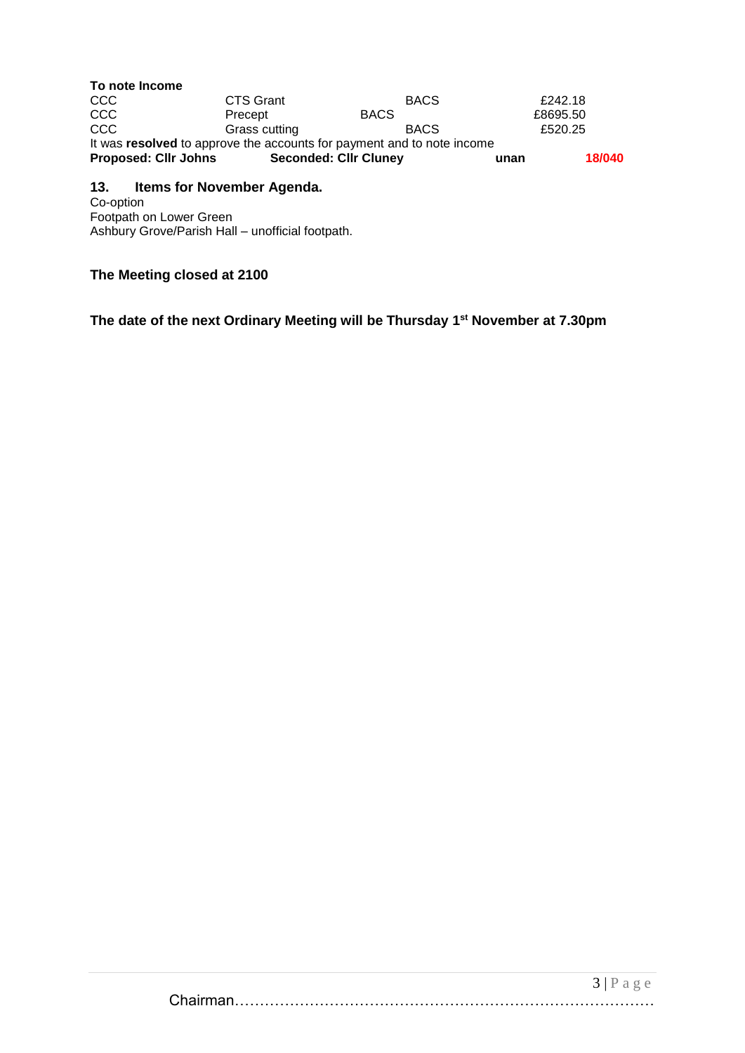**To note Income**

| | | | |
|---|---|---|---|
| CCC | CTS Grant | BACS | £242.18 |
| CCC | Precept | BACS | £8695.50 |
| CCC | Grass cutting | BACS | £520.25 |

It was **resolved** to approve the accounts for payment and to note income

**Proposed: Cllr Johns** **Seconded: Cllr Cluney** **unan** **18/040**

## 13. Items for November Agenda.

Co-option
Footpath on Lower Green
Ashbury Grove/Parish Hall – unofficial footpath.

**The Meeting closed at 2100**

**The date of the next Ordinary Meeting will be Thursday 1st November at 7.30pm**

Chairman……………………………………………………………………